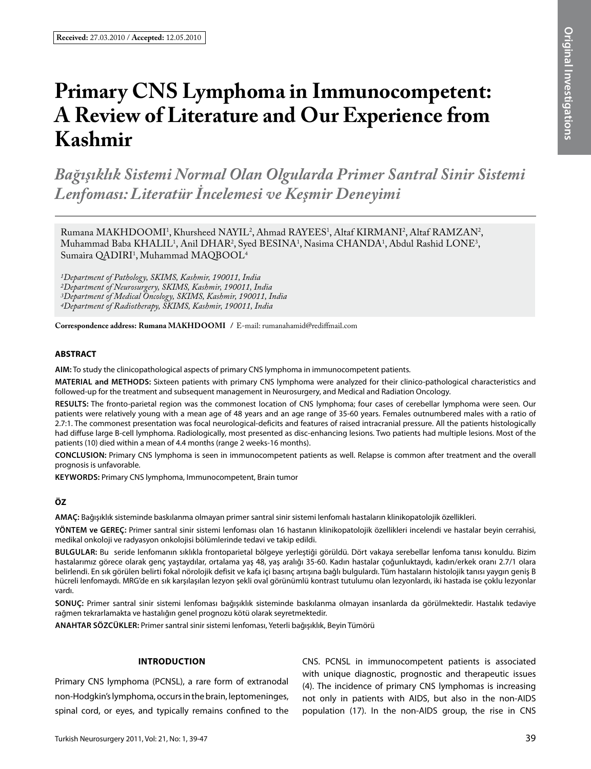**Received:** 27.03.2010 / **Accepted:** 12.05.2010

Original Investigations

# Primary CNS Lymphoma in Immunocompetent: A Review of Literature and Our Experience from Kashmir

## *Bağışıklık Sistemi Normal Olan Olgularda Primer Santral Sinir Sistemi Lenfoması: Literatür İncelemesi ve Keşmir Deneyimi*

Rumana MAKHDOOMI[1], Khursheed NAYIL[2], Ahmad RAYEES[1], Altaf KIRMANI[2], Altaf RAMZAN[2], Muhammad Baba KHALIL[1], Anil DHAR[2], Syed BESINA[1], Nasima CHANDA[1], Abdul Rashid LONE[3], Sumaira QADIRI[1], Muhammad MAQBOOL[4]

*[1]Department of Pathology, SKIMS, Kashmir, 190011, India*
*[2]Department of Neurosurgery, SKIMS, Kashmir, 190011, India*
*[3]Department of Medical Oncology, SKIMS, Kashmir, 190011, India*
*[4]Department of Radiotherapy, SKIMS, Kashmir, 190011, India*

**Correspondence address: Rumana MAKHDOOMI** / E-mail: rumanahamid@rediffmail.com

### ABSTRACT

**AIM:** To study the clinicopathological aspects of primary CNS lymphoma in immunocompetent patients.

**MATERIAL and METHODS:** Sixteen patients with primary CNS lymphoma were analyzed for their clinico-pathological characteristics and followed-up for the treatment and subsequent management in Neurosurgery, and Medical and Radiation Oncology.

**RESULTS:** The fronto-parietal region was the commonest location of CNS lymphoma; four cases of cerebellar lymphoma were seen. Our patients were relatively young with a mean age of 48 years and an age range of 35-60 years. Females outnumbered males with a ratio of 2.7:1. The commonest presentation was focal neurological-deficits and features of raised intracranial pressure. All the patients histologically had diffuse large B-cell lymphoma. Radiologically, most presented as disc-enhancing lesions. Two patients had multiple lesions. Most of the patients (10) died within a mean of 4.4 months (range 2 weeks-16 months).

**CONCLUSION:** Primary CNS lymphoma is seen in immunocompetent patients as well. Relapse is common after treatment and the overall prognosis is unfavorable.

**KEYWORDS:** Primary CNS lymphoma, Immunocompetent, Brain tumor

### ÖZ

**AMAÇ:** Bağışıklık sisteminde baskılanma olmayan primer santral sinir sistemi lenfomalı hastaların klinikopatolojik özellikleri.

**YÖNTEM ve GEREÇ:** Primer santral sinir sistemi lenfoması olan 16 hastanın klinikopatolojik özellikleri incelendi ve hastalar beyin cerrahisi, medikal onkoloji ve radyasyon onkolojisi bölümlerinde tedavi ve takip edildi.

**BULGULAR:** Bu seride lenfomanın sıklıkla frontoparietal bölgeye yerleştiği görüldü. Dört vakaya serebellar lenfoma tanısı konuldu. Bizim hastalarımız görece olarak genç yaştaydılar, ortalama yaş 48, yaş aralığı 35-60. Kadın hastalar çoğunluktaydı, kadın/erkek oranı 2.7/1 olara belirlendi. En sık görülen belirti fokal nörolojik defisit ve kafa içi basınç artışına bağlı bulgulardı. Tüm hastaların histolojik tanısı yaygın geniş B hücreli lenfomaydı. MRG'de en sık karşılaşılan lezyon şekli oval görünümlü kontrast tutulumu olan lezyonlardı, iki hastada ise çoklu lezyonlar vardı.

**SONUÇ:** Primer santral sinir sistemi lenfoması bağışıklık sisteminde baskılanma olmayan insanlarda da görülmektedir. Hastalık tedaviye rağmen tekrarlamakta ve hastalığın genel prognozu kötü olarak seyretmektedir.

**ANAHTAR SÖZCÜKLER:** Primer santral sinir sistemi lenfoması, Yeterli bağışıklık, Beyin Tümörü

## INTRODUCTION

Primary CNS lymphoma (PCNSL), a rare form of extranodal non-Hodgkin's lymphoma, occurs in the brain, leptomeninges, spinal cord, or eyes, and typically remains confined to the CNS. PCNSL in immunocompetent patients is associated with unique diagnostic, prognostic and therapeutic issues (4). The incidence of primary CNS lymphomas is increasing not only in patients with AIDS, but also in the non-AIDS population (17). In the non-AIDS group, the rise in CNS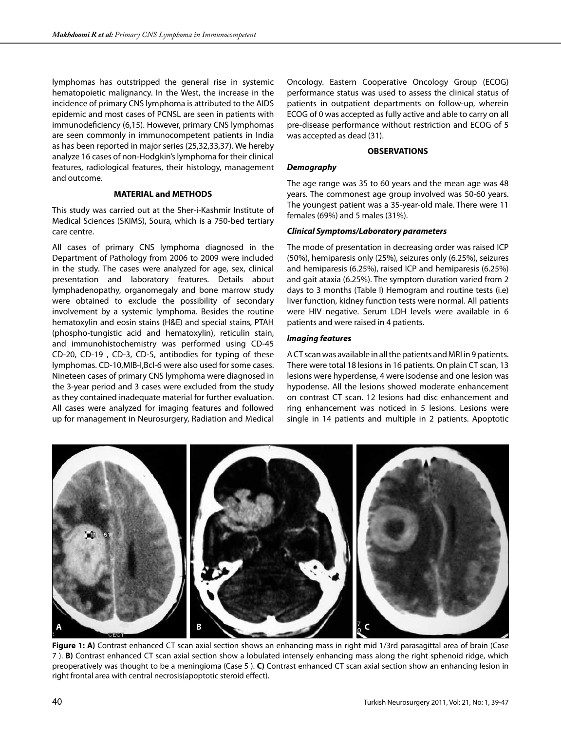lymphomas has outstripped the general rise in systemic hematopoietic malignancy. In the West, the increase in the incidence of primary CNS lymphoma is attributed to the AIDS epidemic and most cases of PCNSL are seen in patients with immunodeficiency (6,15). However, primary CNS lymphomas are seen commonly in immunocompetent patients in India as has been reported in major series (25,32,33,37). We hereby analyze 16 cases of non-Hodgkin's lymphoma for their clinical features, radiological features, their histology, management and outcome.

## MATERIAL and METHODS

This study was carried out at the Sher-i-Kashmir Institute of Medical Sciences (SKIMS), Soura, which is a 750-bed tertiary care centre.

All cases of primary CNS lymphoma diagnosed in the Department of Pathology from 2006 to 2009 were included in the study. The cases were analyzed for age, sex, clinical presentation and laboratory features. Details about lymphadenopathy, organomegaly and bone marrow study were obtained to exclude the possibility of secondary involvement by a systemic lymphoma. Besides the routine hematoxylin and eosin stains (H&E) and special stains, PTAH (phospho-tungistic acid and hematoxylin), reticulin stain, and immunohistochemistry was performed using CD-45 CD-20, CD-19 , CD-3, CD-5, antibodies for typing of these lymphomas. CD-10,MIB-I,Bcl-6 were also used for some cases. Nineteen cases of primary CNS lymphoma were diagnosed in the 3-year period and 3 cases were excluded from the study as they contained inadequate material for further evaluation. All cases were analyzed for imaging features and followed up for management in Neurosurgery, Radiation and Medical Oncology. Eastern Cooperative Oncology Group (ECOG) performance status was used to assess the clinical status of patients in outpatient departments on follow-up, wherein ECOG of 0 was accepted as fully active and able to carry on all pre-disease performance without restriction and ECOG of 5 was accepted as dead (31).

## OBSERVATIONS

### *Demography*

The age range was 35 to 60 years and the mean age was 48 years. The commonest age group involved was 50-60 years. The youngest patient was a 35-year-old male. There were 11 females (69%) and 5 males (31%).

### *Clinical Symptoms/Laboratory parameters*

The mode of presentation in decreasing order was raised ICP (50%), hemiparesis only (25%), seizures only (6.25%), seizures and hemiparesis (6.25%), raised ICP and hemiparesis (6.25%) and gait ataxia (6.25%). The symptom duration varied from 2 days to 3 months (Table I) Hemogram and routine tests (i.e) liver function, kidney function tests were normal. All patients were HIV negative. Serum LDH levels were available in 6 patients and were raised in 4 patients.

### *Imaging features*

A CT scan was available in all the patients and MRI in 9 patients. There were total 18 lesions in 16 patients. On plain CT scan, 13 lesions were hyperdense, 4 were isodense and one lesion was hypodense. All the lesions showed moderate enhancement on contrast CT scan. 12 lesions had disc enhancement and ring enhancement was noticed in 5 lesions. Lesions were single in 14 patients and multiple in 2 patients. Apoptotic

**Figure 1: A)** Contrast enhanced CT scan axial section shows an enhancing mass in right mid 1/3rd parasagittal area of brain (Case 7 ). **B)** Contrast enhanced CT scan axial section show a lobulated intensely enhancing mass along the right sphenoid ridge, which preoperatively was thought to be a meningioma (Case 5 ). **C)** Contrast enhanced CT scan axial section show an enhancing lesion in right frontal area with central necrosis(apoptotic steroid effect).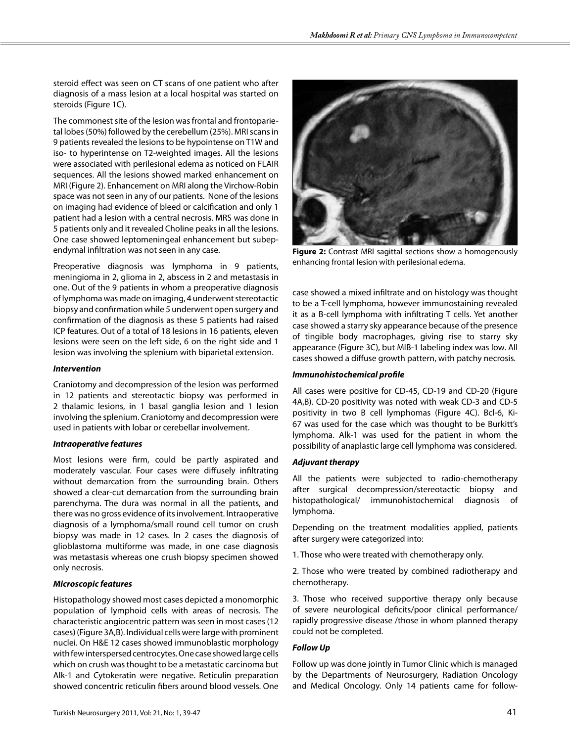steroid effect was seen on CT scans of one patient who after diagnosis of a mass lesion at a local hospital was started on steroids (Figure 1C).

The commonest site of the lesion was frontal and frontoparietal lobes (50%) followed by the cerebellum (25%). MRI scans in 9 patients revealed the lesions to be hypointense on T1W and iso- to hyperintense on T2-weighted images. All the lesions were associated with perilesional edema as noticed on FLAIR sequences. All the lesions showed marked enhancement on MRI (Figure 2). Enhancement on MRI along the Virchow-Robin space was not seen in any of our patients. None of the lesions on imaging had evidence of bleed or calcification and only 1 patient had a lesion with a central necrosis. MRS was done in 5 patients only and it revealed Choline peaks in all the lesions. One case showed leptomeningeal enhancement but subependymal infiltration was not seen in any case.

Preoperative diagnosis was lymphoma in 9 patients, meningioma in 2, glioma in 2, abscess in 2 and metastasis in one. Out of the 9 patients in whom a preoperative diagnosis of lymphoma was made on imaging, 4 underwent stereotactic biopsy and confirmation while 5 underwent open surgery and confirmation of the diagnosis as these 5 patients had raised ICP features. Out of a total of 18 lesions in 16 patients, eleven lesions were seen on the left side, 6 on the right side and 1 lesion was involving the splenium with biparietal extension.

***Intervention***

Craniotomy and decompression of the lesion was performed in 12 patients and stereotactic biopsy was performed in 2 thalamic lesions, in 1 basal ganglia lesion and 1 lesion involving the splenium. Craniotomy and decompression were used in patients with lobar or cerebellar involvement.

***Intraoperative features***

Most lesions were firm, could be partly aspirated and moderately vascular. Four cases were diffusely infiltrating without demarcation from the surrounding brain. Others showed a clear-cut demarcation from the surrounding brain parenchyma. The dura was normal in all the patients, and there was no gross evidence of its involvement. Intraoperative diagnosis of a lymphoma/small round cell tumor on crush biopsy was made in 12 cases. In 2 cases the diagnosis of glioblastoma multiforme was made, in one case diagnosis was metastasis whereas one crush biopsy specimen showed only necrosis.

***Microscopic features***

Histopathology showed most cases depicted a monomorphic population of lymphoid cells with areas of necrosis. The characteristic angiocentric pattern was seen in most cases (12 cases) (Figure 3A,B). Individual cells were large with prominent nuclei. On H&E 12 cases showed immunoblastic morphology with few interspersed centrocytes. One case showed large cells which on crush was thought to be a metastatic carcinoma but Alk-1 and Cytokeratin were negative. Reticulin preparation showed concentric reticulin fibers around blood vessels. One case showed a mixed infiltrate and on histology was thought to be a T-cell lymphoma, however immunostaining revealed it as a B-cell lymphoma with infiltrating T cells. Yet another case showed a starry sky appearance because of the presence of tingible body macrophages, giving rise to starry sky appearance (Figure 3C), but MIB-1 labeling index was low. All cases showed a diffuse growth pattern, with patchy necrosis.

**Figure 2:** Contrast MRI sagittal sections show a homogenously enhancing frontal lesion with perilesional edema.

***Immunohistochemical profile***

All cases were positive for CD-45, CD-19 and CD-20 (Figure 4A,B). CD-20 positivity was noted with weak CD-3 and CD-5 positivity in two B cell lymphomas (Figure 4C). Bcl-6, Ki-67 was used for the case which was thought to be Burkitt's lymphoma. Alk-1 was used for the patient in whom the possibility of anaplastic large cell lymphoma was considered.

***Adjuvant therapy***

All the patients were subjected to radio-chemotherapy after surgical decompression/stereotactic biopsy and histopathological/ immunohistochemical diagnosis of lymphoma.

Depending on the treatment modalities applied, patients after surgery were categorized into:

1. Those who were treated with chemotherapy only.

2. Those who were treated by combined radiotherapy and chemotherapy.

3. Those who received supportive therapy only because of severe neurological deficits/poor clinical performance/ rapidly progressive disease /those in whom planned therapy could not be completed.

***Follow Up***

Follow up was done jointly in Tumor Clinic which is managed by the Departments of Neurosurgery, Radiation Oncology and Medical Oncology. Only 14 patients came for follow-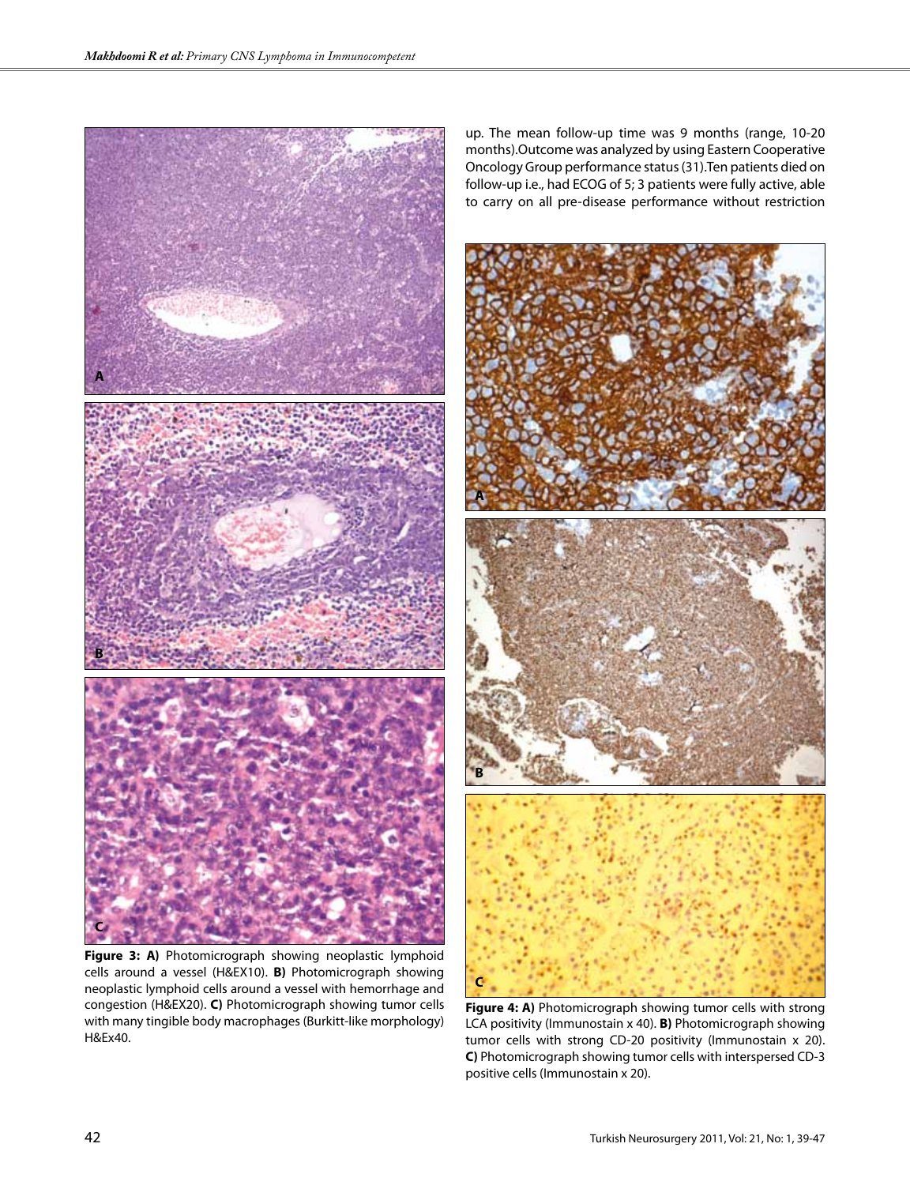**Figure 3: A)** Photomicrograph showing neoplastic lymphoid cells around a vessel (H&EX10). **B)** Photomicrograph showing neoplastic lymphoid cells around a vessel with hemorrhage and congestion (H&EX20). **C)** Photomicrograph showing tumor cells with many tingible body macrophages (Burkitt-like morphology) H&Ex40.

up. The mean follow-up time was 9 months (range, 10-20 months).Outcome was analyzed by using Eastern Cooperative Oncology Group performance status (31).Ten patients died on follow-up i.e., had ECOG of 5; 3 patients were fully active, able to carry on all pre-disease performance without restriction

**Figure 4: A)** Photomicrograph showing tumor cells with strong LCA positivity (Immunostain x 40). **B)** Photomicrograph showing tumor cells with strong CD-20 positivity (Immunostain x 20). **C)** Photomicrograph showing tumor cells with interspersed CD-3 positive cells (Immunostain x 20).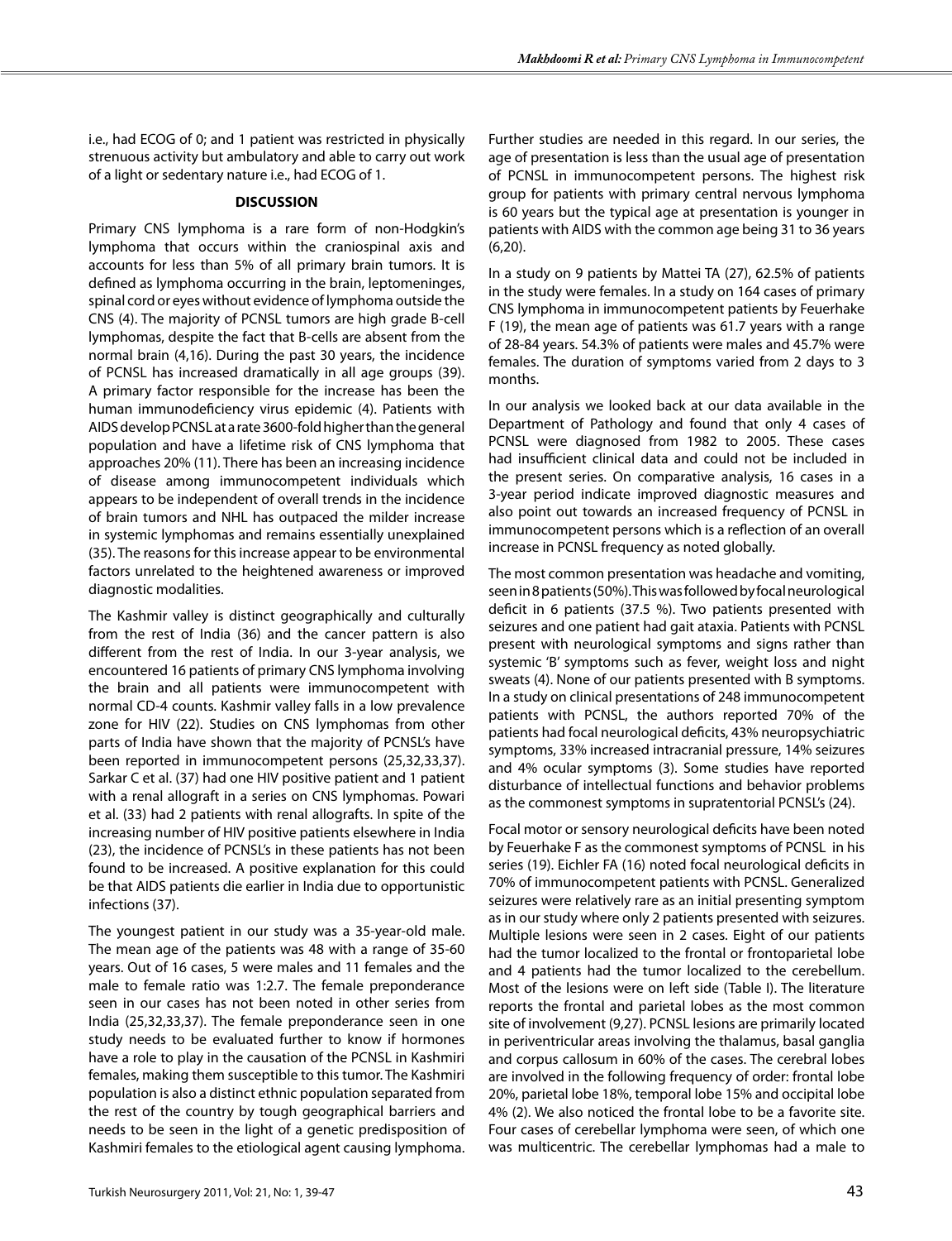i.e., had ECOG of 0; and 1 patient was restricted in physically strenuous activity but ambulatory and able to carry out work of a light or sedentary nature i.e., had ECOG of 1.

## DISCUSSION

Primary CNS lymphoma is a rare form of non-Hodgkin's lymphoma that occurs within the craniospinal axis and accounts for less than 5% of all primary brain tumors. It is defined as lymphoma occurring in the brain, leptomeninges, spinal cord or eyes without evidence of lymphoma outside the CNS (4). The majority of PCNSL tumors are high grade B-cell lymphomas, despite the fact that B-cells are absent from the normal brain (4,16). During the past 30 years, the incidence of PCNSL has increased dramatically in all age groups (39). A primary factor responsible for the increase has been the human immunodeficiency virus epidemic (4). Patients with AIDS develop PCNSL at a rate 3600-fold higher than the general population and have a lifetime risk of CNS lymphoma that approaches 20% (11). There has been an increasing incidence of disease among immunocompetent individuals which appears to be independent of overall trends in the incidence of brain tumors and NHL has outpaced the milder increase in systemic lymphomas and remains essentially unexplained (35). The reasons for this increase appear to be environmental factors unrelated to the heightened awareness or improved diagnostic modalities.

The Kashmir valley is distinct geographically and culturally from the rest of India (36) and the cancer pattern is also different from the rest of India. In our 3-year analysis, we encountered 16 patients of primary CNS lymphoma involving the brain and all patients were immunocompetent with normal CD-4 counts. Kashmir valley falls in a low prevalence zone for HIV (22). Studies on CNS lymphomas from other parts of India have shown that the majority of PCNSL's have been reported in immunocompetent persons (25,32,33,37). Sarkar C et al. (37) had one HIV positive patient and 1 patient with a renal allograft in a series on CNS lymphomas. Powari et al. (33) had 2 patients with renal allografts. In spite of the increasing number of HIV positive patients elsewhere in India (23), the incidence of PCNSL's in these patients has not been found to be increased. A positive explanation for this could be that AIDS patients die earlier in India due to opportunistic infections (37).

The youngest patient in our study was a 35-year-old male. The mean age of the patients was 48 with a range of 35-60 years. Out of 16 cases, 5 were males and 11 females and the male to female ratio was 1:2.7. The female preponderance seen in our cases has not been noted in other series from India (25,32,33,37). The female preponderance seen in one study needs to be evaluated further to know if hormones have a role to play in the causation of the PCNSL in Kashmiri females, making them susceptible to this tumor. The Kashmiri population is also a distinct ethnic population separated from the rest of the country by tough geographical barriers and needs to be seen in the light of a genetic predisposition of Kashmiri females to the etiological agent causing lymphoma. Further studies are needed in this regard. In our series, the age of presentation is less than the usual age of presentation of PCNSL in immunocompetent persons. The highest risk group for patients with primary central nervous lymphoma is 60 years but the typical age at presentation is younger in patients with AIDS with the common age being 31 to 36 years (6,20).

In a study on 9 patients by Mattei TA (27), 62.5% of patients in the study were females. In a study on 164 cases of primary CNS lymphoma in immunocompetent patients by Feuerhake F (19), the mean age of patients was 61.7 years with a range of 28-84 years. 54.3% of patients were males and 45.7% were females. The duration of symptoms varied from 2 days to 3 months.

In our analysis we looked back at our data available in the Department of Pathology and found that only 4 cases of PCNSL were diagnosed from 1982 to 2005. These cases had insufficient clinical data and could not be included in the present series. On comparative analysis, 16 cases in a 3-year period indicate improved diagnostic measures and also point out towards an increased frequency of PCNSL in immunocompetent persons which is a reflection of an overall increase in PCNSL frequency as noted globally.

The most common presentation was headache and vomiting, seen in 8 patients (50%). This was followed by focal neurological deficit in 6 patients (37.5 %). Two patients presented with seizures and one patient had gait ataxia. Patients with PCNSL present with neurological symptoms and signs rather than systemic 'B' symptoms such as fever, weight loss and night sweats (4). None of our patients presented with B symptoms. In a study on clinical presentations of 248 immunocompetent patients with PCNSL, the authors reported 70% of the patients had focal neurological deficits, 43% neuropsychiatric symptoms, 33% increased intracranial pressure, 14% seizures and 4% ocular symptoms (3). Some studies have reported disturbance of intellectual functions and behavior problems as the commonest symptoms in supratentorial PCNSL's (24).

Focal motor or sensory neurological deficits have been noted by Feuerhake F as the commonest symptoms of PCNSL in his series (19). Eichler FA (16) noted focal neurological deficits in 70% of immunocompetent patients with PCNSL. Generalized seizures were relatively rare as an initial presenting symptom as in our study where only 2 patients presented with seizures. Multiple lesions were seen in 2 cases. Eight of our patients had the tumor localized to the frontal or frontoparietal lobe and 4 patients had the tumor localized to the cerebellum. Most of the lesions were on left side (Table I). The literature reports the frontal and parietal lobes as the most common site of involvement (9,27). PCNSL lesions are primarily located in periventricular areas involving the thalamus, basal ganglia and corpus callosum in 60% of the cases. The cerebral lobes are involved in the following frequency of order: frontal lobe 20%, parietal lobe 18%, temporal lobe 15% and occipital lobe 4% (2). We also noticed the frontal lobe to be a favorite site. Four cases of cerebellar lymphoma were seen, of which one was multicentric. The cerebellar lymphomas had a male to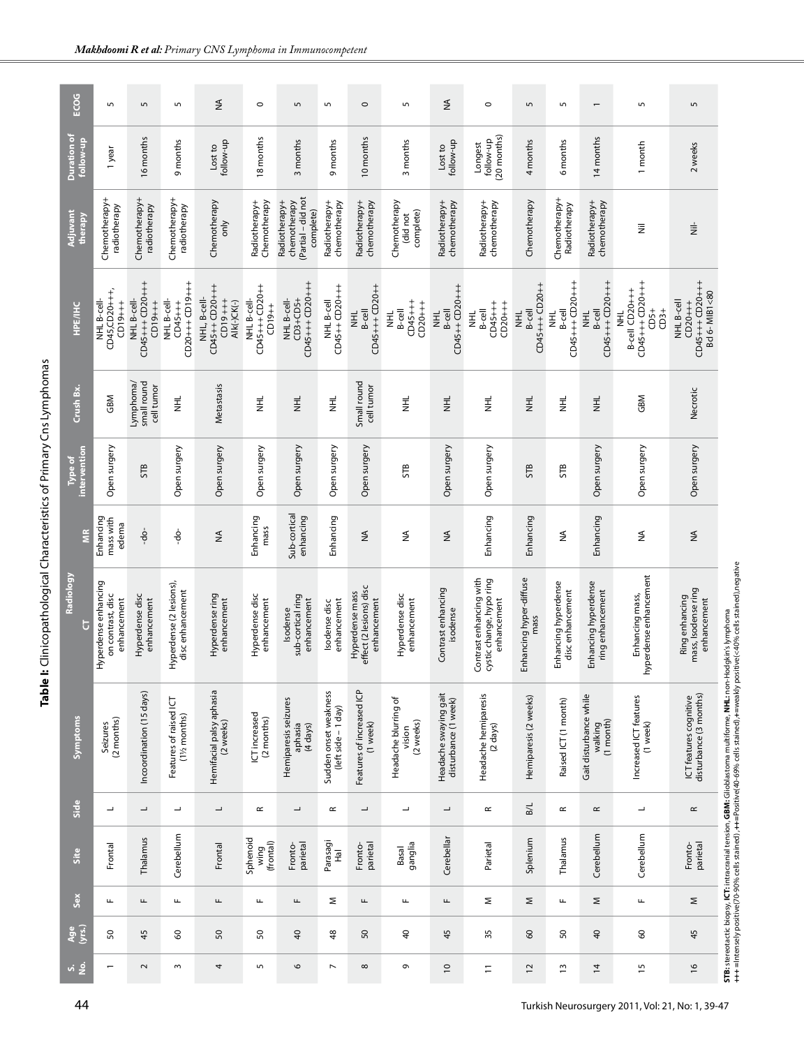**Table I:** Clinicopathological Characteristics of Primary Cns Lymphomas

| S. No. | Age (yrs.) | Sex | Site | Side | Symptoms | Radiology CT | MR | Type of intervention | Crush Bx. | HPE/IHC | Adjuvant therapy | Duration of follow-up | ECOG |
|---|---|---|---|---|---|---|---|---|---|---|---|---|---|
| 1 | 50 | F | Frontal | L | Seizures (2 months) | Hyperdense enhancing on contrast, disc enhancement | Enhancing mass with edema | Open surgery | GBM | NHL B-cell- CD45,CD20+++, CD19+++ | Chemotherapy+ radiotherapy | 1 year | 5 |
| 2 | 45 | F | Thalamus | L | Incoordination (15 days) | Hyperdense disc enhancement | -do- | STB | Lymphoma/ small round cell tumor | NHL B-cell- CD45+++ CD20+++ CD19+++ | Chemotherapy+ radiotherapy | 16 months | 5 |
| 3 | 60 | F | Cerebellum | L | Features of raised ICT (1½ months) | Hyperdense (2 lesions), disc enhancement | -do- | Open surgery | NHL | NHL B-cell- CD45+++ CD20+++ CD19+++ | Chemotherapy+ radiotherapy | 9 months | 5 |
| 4 | 50 | F | Frontal | L | Hemifacial palsy aphasia (2 weeks) | Hyperdense ring enhancement | NA | Open surgery | Metastasis | NHL, B-cell- CD45++ CD20+++ CD19 +++ AIk(-)CK(-) | Chemotherapy only | Lost to follow-up | NA |
| 5 | 50 | F | Sphenoid wing (frontal) | R | ICT increased (2 months) | Hyperdense disc enhancement | Enhancing mass | Open surgery | NHL | NHL B-cell- CD45+++ CD20++ CD19++ | Radiotherapy+ Chemotherapy | 18 months | 0 |
| 6 | 40 | F | Fronto-parietal | L | Hemiparesis seizures aphasia (4 days) | Isodense sub-cortical ring enhancement | Sub-cortical enhancing | Open surgery | NHL | NHL B-cell- CD3+CD5+ CD45+++ CD20+++ | Radiotherapy+ chemotherapy (Partial – did not complete) | 3 months | 5 |
| 7 | 48 | M | Parasagi Hal | R | Sudden onset weakness (left side – 1 day) | Isodense disc enhancement | Enhancing | Open surgery | NHL | NHL B-cell CD45++ CD20+++ | Radiotherapy+ chemotherapy | 9 months | 5 |
| 8 | 50 | F | Fronto-parietal | L | Features of increased ICP (1 week) | Hyperdense mass effect (2 lesions) disc enhancement | NA | Open surgery | Small round cell tumor | NHL B-cell CD45+++ CD20++ | Radiotherapy+ chemotherapy | 10 months | 0 |
| 9 | 40 | F | Basal ganglia | L | Headache blurring of vision (2 weeks) | Hyperdense disc enhancement | NA | STB | NHL | NHL B-cell CD45+++ CD20+++ | Chemotherapy (did not complete) | 3 months | 5 |
| 10 | 45 | F | Cerebellar | L | Headache swaying gait disturbance (1 week) | Contrast enhancing isodense | NA | Open surgery | NHL | NHL B-cell CD45++ CD20+++ | Radiotherapy+ chemotherapy | Lost to follow-up | NA |
| 11 | 35 | M | Parietal | R | Headache hemiparesis (2 days) | Contrast enhancing with cystic change, hypo ring enhancement | Enhancing | Open surgery | NHL | NHL B-cell CD45+++ CD20+++ | Radiotherapy+ chemotherapy | Longest follow-up (20 months) | 0 |
| 12 | 60 | M | Splenium | B/L | Hemiparesis (2 weeks) | Enhancing hyper-diffuse mass | Enhancing | STB | NHL | NHL B-cell CD45+++ CD20++ | Chemotherapy | 4 months | 5 |
| 13 | 50 | F | Thalamus | R | Raised ICT (1 month) | Enhancing hyperdense disc enhancement | NA | STB | NHL | NHL B-cell CD45+++ CD20+++ | Chemotherapy+ Radiotherapy | 6 months | 5 |
| 14 | 40 | M | Cerebellum | R | Gait disturbance while walking (1 month) | Enhancing hyperdense ring enhancement | Enhancing | Open surgery | NHL | NHL B-cell CD45+++ CD20+++ | Radiotherapy+ chemotherapy | 14 months | 1 |
| 15 | 60 | F | Cerebellum | L | Increased ICT features (1 week) | Enhancing mass, hyperdense enhancement | NA | Open surgery | GBM | NHL B-cell CD20+++ CD45+++ CD20+++ CD5+ CD3+ | Nil | 1 month | 5 |
| 16 | 45 | M | Fronto-parietal | R | ICT features cognitive disturbance (3 months) | Ring enhancing mass, Isodense ring enhancement | NA | Open surgery | Necrotic | NHL B-cell CD20+++ CD45+++ CD20+++ Bd 6- MIB1<80 | Nil- | 2 weeks | 5 |

**STB:** stereotactic biopsy, **ICT:** intracranial tension, **GBM:** Glioblastoma multiforme, **NHL:** non-Hodgkin's lymphoma
+++ =Intensely positive(70-90% cells stained) ,++=Positive(40-69% cells stained),+=weakly positive(<40% cells stained),negative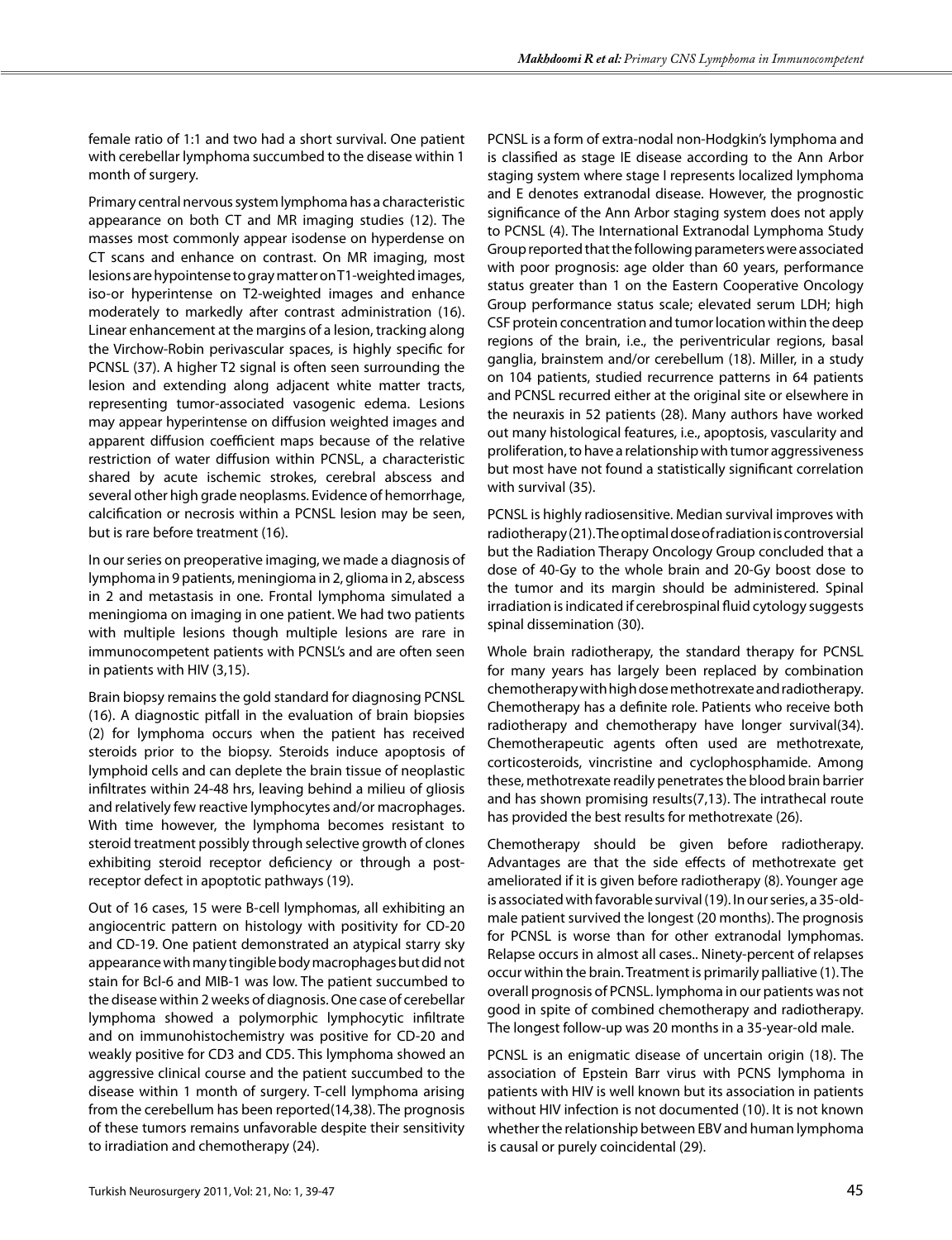female ratio of 1:1 and two had a short survival. One patient with cerebellar lymphoma succumbed to the disease within 1 month of surgery.

Primary central nervous system lymphoma has a characteristic appearance on both CT and MR imaging studies (12). The masses most commonly appear isodense on hyperdense on CT scans and enhance on contrast. On MR imaging, most lesions are hypointense to gray matter on T1-weighted images, iso-or hyperintense on T2-weighted images and enhance moderately to markedly after contrast administration (16). Linear enhancement at the margins of a lesion, tracking along the Virchow-Robin perivascular spaces, is highly specific for PCNSL (37). A higher T2 signal is often seen surrounding the lesion and extending along adjacent white matter tracts, representing tumor-associated vasogenic edema. Lesions may appear hyperintense on diffusion weighted images and apparent diffusion coefficient maps because of the relative restriction of water diffusion within PCNSL, a characteristic shared by acute ischemic strokes, cerebral abscess and several other high grade neoplasms. Evidence of hemorrhage, calcification or necrosis within a PCNSL lesion may be seen, but is rare before treatment (16).

In our series on preoperative imaging, we made a diagnosis of lymphoma in 9 patients, meningioma in 2, glioma in 2, abscess in 2 and metastasis in one. Frontal lymphoma simulated a meningioma on imaging in one patient. We had two patients with multiple lesions though multiple lesions are rare in immunocompetent patients with PCNSL's and are often seen in patients with HIV (3,15).

Brain biopsy remains the gold standard for diagnosing PCNSL (16). A diagnostic pitfall in the evaluation of brain biopsies (2) for lymphoma occurs when the patient has received steroids prior to the biopsy. Steroids induce apoptosis of lymphoid cells and can deplete the brain tissue of neoplastic infiltrates within 24-48 hrs, leaving behind a milieu of gliosis and relatively few reactive lymphocytes and/or macrophages. With time however, the lymphoma becomes resistant to steroid treatment possibly through selective growth of clones exhibiting steroid receptor deficiency or through a post-receptor defect in apoptotic pathways (19).

Out of 16 cases, 15 were B-cell lymphomas, all exhibiting an angiocentric pattern on histology with positivity for CD-20 and CD-19. One patient demonstrated an atypical starry sky appearance with many tingible body macrophages but did not stain for Bcl-6 and MIB-1 was low. The patient succumbed to the disease within 2 weeks of diagnosis. One case of cerebellar lymphoma showed a polymorphic lymphocytic infiltrate and on immunohistochemistry was positive for CD-20 and weakly positive for CD3 and CD5. This lymphoma showed an aggressive clinical course and the patient succumbed to the disease within 1 month of surgery. T-cell lymphoma arising from the cerebellum has been reported(14,38). The prognosis of these tumors remains unfavorable despite their sensitivity to irradiation and chemotherapy (24).

PCNSL is a form of extra-nodal non-Hodgkin's lymphoma and is classified as stage IE disease according to the Ann Arbor staging system where stage I represents localized lymphoma and E denotes extranodal disease. However, the prognostic significance of the Ann Arbor staging system does not apply to PCNSL (4). The International Extranodal Lymphoma Study Group reported that the following parameters were associated with poor prognosis: age older than 60 years, performance status greater than 1 on the Eastern Cooperative Oncology Group performance status scale; elevated serum LDH; high CSF protein concentration and tumor location within the deep regions of the brain, i.e., the periventricular regions, basal ganglia, brainstem and/or cerebellum (18). Miller, in a study on 104 patients, studied recurrence patterns in 64 patients and PCNSL recurred either at the original site or elsewhere in the neuraxis in 52 patients (28). Many authors have worked out many histological features, i.e., apoptosis, vascularity and proliferation, to have a relationship with tumor aggressiveness but most have not found a statistically significant correlation with survival (35).

PCNSL is highly radiosensitive. Median survival improves with radiotherapy (21). The optimal dose of radiation is controversial but the Radiation Therapy Oncology Group concluded that a dose of 40-Gy to the whole brain and 20-Gy boost dose to the tumor and its margin should be administered. Spinal irradiation is indicated if cerebrospinal fluid cytology suggests spinal dissemination (30).

Whole brain radiotherapy, the standard therapy for PCNSL for many years has largely been replaced by combination chemotherapy with high dose methotrexate and radiotherapy. Chemotherapy has a definite role. Patients who receive both radiotherapy and chemotherapy have longer survival(34). Chemotherapeutic agents often used are methotrexate, corticosteroids, vincristine and cyclophosphamide. Among these, methotrexate readily penetrates the blood brain barrier and has shown promising results(7,13). The intrathecal route has provided the best results for methotrexate (26).

Chemotherapy should be given before radiotherapy. Advantages are that the side effects of methotrexate get ameliorated if it is given before radiotherapy (8). Younger age is associated with favorable survival (19). In our series, a 35-old-male patient survived the longest (20 months). The prognosis for PCNSL is worse than for other extranodal lymphomas. Relapse occurs in almost all cases.. Ninety-percent of relapses occur within the brain. Treatment is primarily palliative (1). The overall prognosis of PCNSL. lymphoma in our patients was not good in spite of combined chemotherapy and radiotherapy. The longest follow-up was 20 months in a 35-year-old male.

PCNSL is an enigmatic disease of uncertain origin (18). The association of Epstein Barr virus with PCNS lymphoma in patients with HIV is well known but its association in patients without HIV infection is not documented (10). It is not known whether the relationship between EBV and human lymphoma is causal or purely coincidental (29).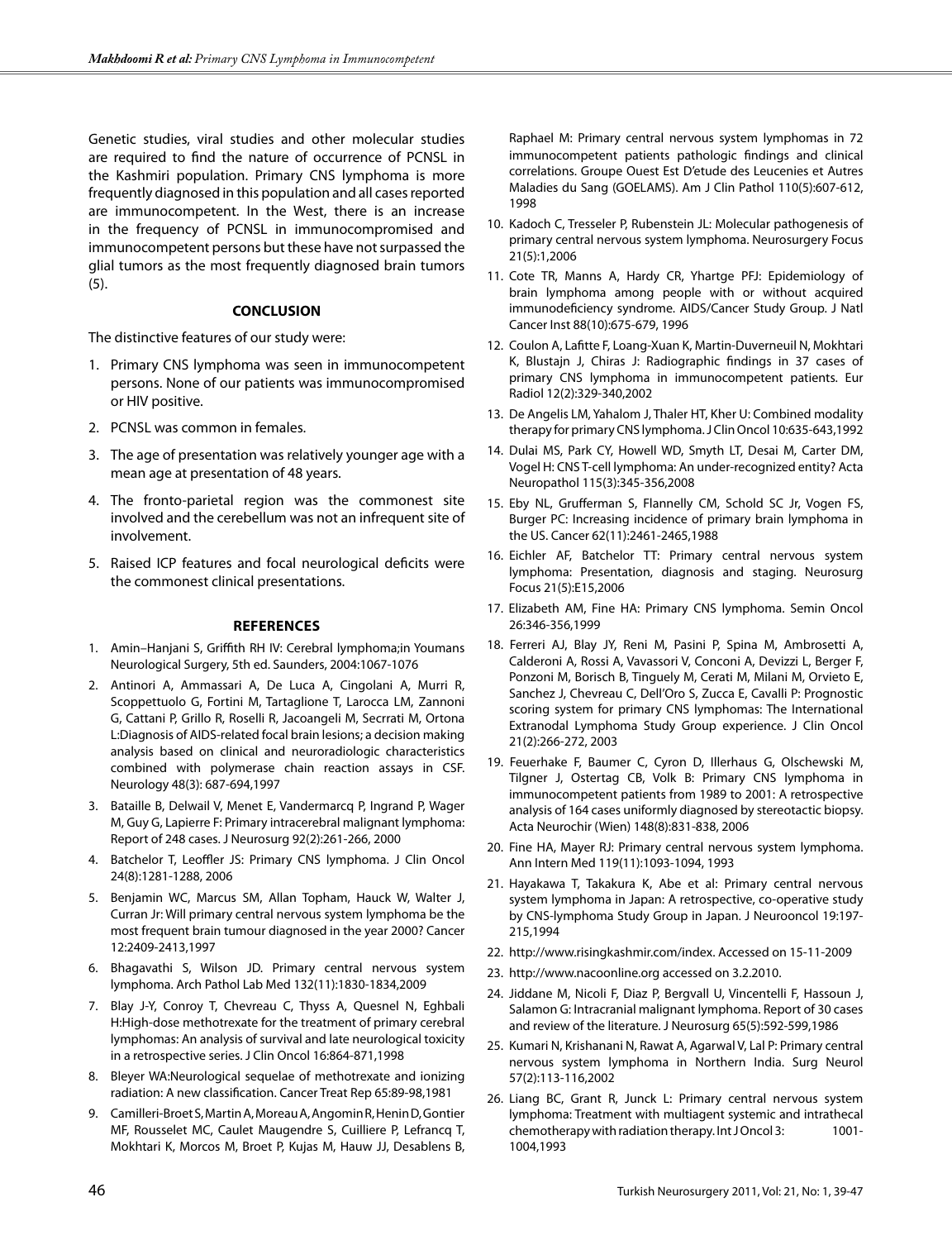Genetic studies, viral studies and other molecular studies are required to find the nature of occurrence of PCNSL in the Kashmiri population. Primary CNS lymphoma is more frequently diagnosed in this population and all cases reported are immunocompetent. In the West, there is an increase in the frequency of PCNSL in immunocompromised and immunocompetent persons but these have not surpassed the glial tumors as the most frequently diagnosed brain tumors (5).

## CONCLUSION

The distinctive features of our study were:

1. Primary CNS lymphoma was seen in immunocompetent persons. None of our patients was immunocompromised or HIV positive.
2. PCNSL was common in females.
3. The age of presentation was relatively younger age with a mean age at presentation of 48 years.
4. The fronto-parietal region was the commonest site involved and the cerebellum was not an infrequent site of involvement.
5. Raised ICP features and focal neurological deficits were the commonest clinical presentations.

## REFERENCES

1. Amin–Hanjani S, Griffith RH IV: Cerebral lymphoma;in Youmans Neurological Surgery, 5th ed. Saunders, 2004:1067-1076
2. Antinori A, Ammassari A, De Luca A, Cingolani A, Murri R, Scoppettuolo G, Fortini M, Tartaglione T, Larocca LM, Zannoni G, Cattani P, Grillo R, Roselli R, Jacoangeli M, Secrrati M, Ortona L:Diagnosis of AIDS-related focal brain lesions; a decision making analysis based on clinical and neuroradiologic characteristics combined with polymerase chain reaction assays in CSF. Neurology 48(3): 687-694,1997
3. Bataille B, Delwail V, Menet E, Vandermarcq P, Ingrand P, Wager M, Guy G, Lapierre F: Primary intracerebral malignant lymphoma: Report of 248 cases. J Neurosurg 92(2):261-266, 2000
4. Batchelor T, Leoffler JS: Primary CNS lymphoma. J Clin Oncol 24(8):1281-1288, 2006
5. Benjamin WC, Marcus SM, Allan Topham, Hauck W, Walter J, Curran Jr: Will primary central nervous system lymphoma be the most frequent brain tumour diagnosed in the year 2000? Cancer 12:2409-2413,1997
6. Bhagavathi S, Wilson JD. Primary central nervous system lymphoma. Arch Pathol Lab Med 132(11):1830-1834,2009
7. Blay J-Y, Conroy T, Chevreau C, Thyss A, Quesnel N, Eghbali H:High-dose methotrexate for the treatment of primary cerebral lymphomas: An analysis of survival and late neurological toxicity in a retrospective series. J Clin Oncol 16:864-871,1998
8. Bleyer WA:Neurological sequelae of methotrexate and ionizing radiation: A new classification. Cancer Treat Rep 65:89-98,1981
9. Camilleri-Broet S, Martin A, Moreau A, Angomin R, Henin D, Gontier MF, Rousselet MC, Caulet Maugendre S, Cuilliere P, Lefrancq T, Mokhtari K, Morcos M, Broet P, Kujas M, Hauw JJ, Desablens B, Raphael M: Primary central nervous system lymphomas in 72 immunocompetent patients pathologic findings and clinical correlations. Groupe Ouest Est D'etude des Leucenies et Autres Maladies du Sang (GOELAMS). Am J Clin Pathol 110(5):607-612, 1998
10. Kadoch C, Tresseler P, Rubenstein JL: Molecular pathogenesis of primary central nervous system lymphoma. Neurosurgery Focus 21(5):1,2006
11. Cote TR, Manns A, Hardy CR, Yhartge PFJ: Epidemiology of brain lymphoma among people with or without acquired immunodeficiency syndrome. AIDS/Cancer Study Group. J Natl Cancer Inst 88(10):675-679, 1996
12. Coulon A, Lafitte F, Loang-Xuan K, Martin-Duverneuil N, Mokhtari K, Blustajn J, Chiras J: Radiographic findings in 37 cases of primary CNS lymphoma in immunocompetent patients. Eur Radiol 12(2):329-340,2002
13. De Angelis LM, Yahalom J, Thaler HT, Kher U: Combined modality therapy for primary CNS lymphoma. J Clin Oncol 10:635-643,1992
14. Dulai MS, Park CY, Howell WD, Smyth LT, Desai M, Carter DM, Vogel H: CNS T-cell lymphoma: An under-recognized entity? Acta Neuropathol 115(3):345-356,2008
15. Eby NL, Grufferman S, Flannelly CM, Schold SC Jr, Vogen FS, Burger PC: Increasing incidence of primary brain lymphoma in the US. Cancer 62(11):2461-2465,1988
16. Eichler AF, Batchelor TT: Primary central nervous system lymphoma: Presentation, diagnosis and staging. Neurosurg Focus 21(5):E15,2006
17. Elizabeth AM, Fine HA: Primary CNS lymphoma. Semin Oncol 26:346-356,1999
18. Ferreri AJ, Blay JY, Reni M, Pasini P, Spina M, Ambrosetti A, Calderoni A, Rossi A, Vavassori V, Conconi A, Devizzi L, Berger F, Ponzoni M, Borisch B, Tinguely M, Cerati M, Milani M, Orvieto E, Sanchez J, Chevreau C, Dell'Oro S, Zucca E, Cavalli P: Prognostic scoring system for primary CNS lymphomas: The International Extranodal Lymphoma Study Group experience. J Clin Oncol 21(2):266-272, 2003
19. Feuerhake F, Baumer C, Cyron D, Illerhaus G, Olschewski M, Tilgner J, Ostertag CB, Volk B: Primary CNS lymphoma in immunocompetent patients from 1989 to 2001: A retrospective analysis of 164 cases uniformly diagnosed by stereotactic biopsy. Acta Neurochir (Wien) 148(8):831-838, 2006
20. Fine HA, Mayer RJ: Primary central nervous system lymphoma. Ann Intern Med 119(11):1093-1094, 1993
21. Hayakawa T, Takakura K, Abe et al: Primary central nervous system lymphoma in Japan: A retrospective, co-operative study by CNS-lymphoma Study Group in Japan. J Neurooncol 19:197-215,1994
22. http://www.risingkashmir.com/index. Accessed on 15-11-2009
23. http://www.nacoonline.org accessed on 3.2.2010.
24. Jiddane M, Nicoli F, Diaz P, Bergvall U, Vincentelli F, Hassoun J, Salamon G: Intracranial malignant lymphoma. Report of 30 cases and review of the literature. J Neurosurg 65(5):592-599,1986
25. Kumari N, Krishanani N, Rawat A, Agarwal V, Lal P: Primary central nervous system lymphoma in Northern India. Surg Neurol 57(2):113-116,2002
26. Liang BC, Grant R, Junck L: Primary central nervous system lymphoma: Treatment with multiagent systemic and intrathecal chemotherapy with radiation therapy. Int J Oncol 3: 1001-1004,1993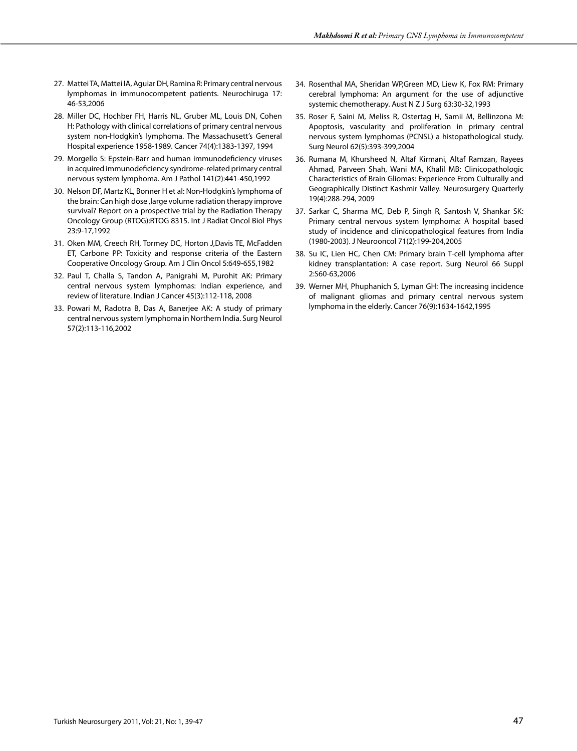27. Mattei TA, Mattei IA, Aguiar DH, Ramina R: Primary central nervous lymphomas in immunocompetent patients. Neurochiruga 17: 46-53,2006

28. Miller DC, Hochber FH, Harris NL, Gruber ML, Louis DN, Cohen H: Pathology with clinical correlations of primary central nervous system non-Hodgkin's lymphoma. The Massachusett's General Hospital experience 1958-1989. Cancer 74(4):1383-1397, 1994

29. Morgello S: Epstein-Barr and human immunodeficiency viruses in acquired immunodeficiency syndrome-related primary central nervous system lymphoma. Am J Pathol 141(2):441-450,1992

30. Nelson DF, Martz KL, Bonner H et al: Non-Hodgkin's lymphoma of the brain: Can high dose ,large volume radiation therapy improve survival? Report on a prospective trial by the Radiation Therapy Oncology Group (RTOG):RTOG 8315. Int J Radiat Oncol Biol Phys 23:9-17,1992

31. Oken MM, Creech RH, Tormey DC, Horton J,Davis TE, McFadden ET, Carbone PP: Toxicity and response criteria of the Eastern Cooperative Oncology Group. Am J Clin Oncol 5:649-655,1982

32. Paul T, Challa S, Tandon A, Panigrahi M, Purohit AK: Primary central nervous system lymphomas: Indian experience, and review of literature. Indian J Cancer 45(3):112-118, 2008

33. Powari M, Radotra B, Das A, Banerjee AK: A study of primary central nervous system lymphoma in Northern India. Surg Neurol 57(2):113-116,2002

34. Rosenthal MA, Sheridan WP,Green MD, Liew K, Fox RM: Primary cerebral lymphoma: An argument for the use of adjunctive systemic chemotherapy. Aust N Z J Surg 63:30-32,1993

35. Roser F, Saini M, Meliss R, Ostertag H, Samii M, Bellinzona M: Apoptosis, vascularity and proliferation in primary central nervous system lymphomas (PCNSL) a histopathological study. Surg Neurol 62(5):393-399,2004

36. Rumana M, Khursheed N, Altaf Kirmani, Altaf Ramzan, Rayees Ahmad, Parveen Shah, Wani MA, Khalil MB: Clinicopathologic Characteristics of Brain Gliomas: Experience From Culturally and Geographically Distinct Kashmir Valley. Neurosurgery Quarterly 19(4):288-294, 2009

37. Sarkar C, Sharma MC, Deb P, Singh R, Santosh V, Shankar SK: Primary central nervous system lymphoma: A hospital based study of incidence and clinicopathological features from India (1980-2003). J Neurooncol 71(2):199-204,2005

38. Su IC, Lien HC, Chen CM: Primary brain T-cell lymphoma after kidney transplantation: A case report. Surg Neurol 66 Suppl 2:S60-63,2006

39. Werner MH, Phuphanich S, Lyman GH: The increasing incidence of malignant gliomas and primary central nervous system lymphoma in the elderly. Cancer 76(9):1634-1642,1995